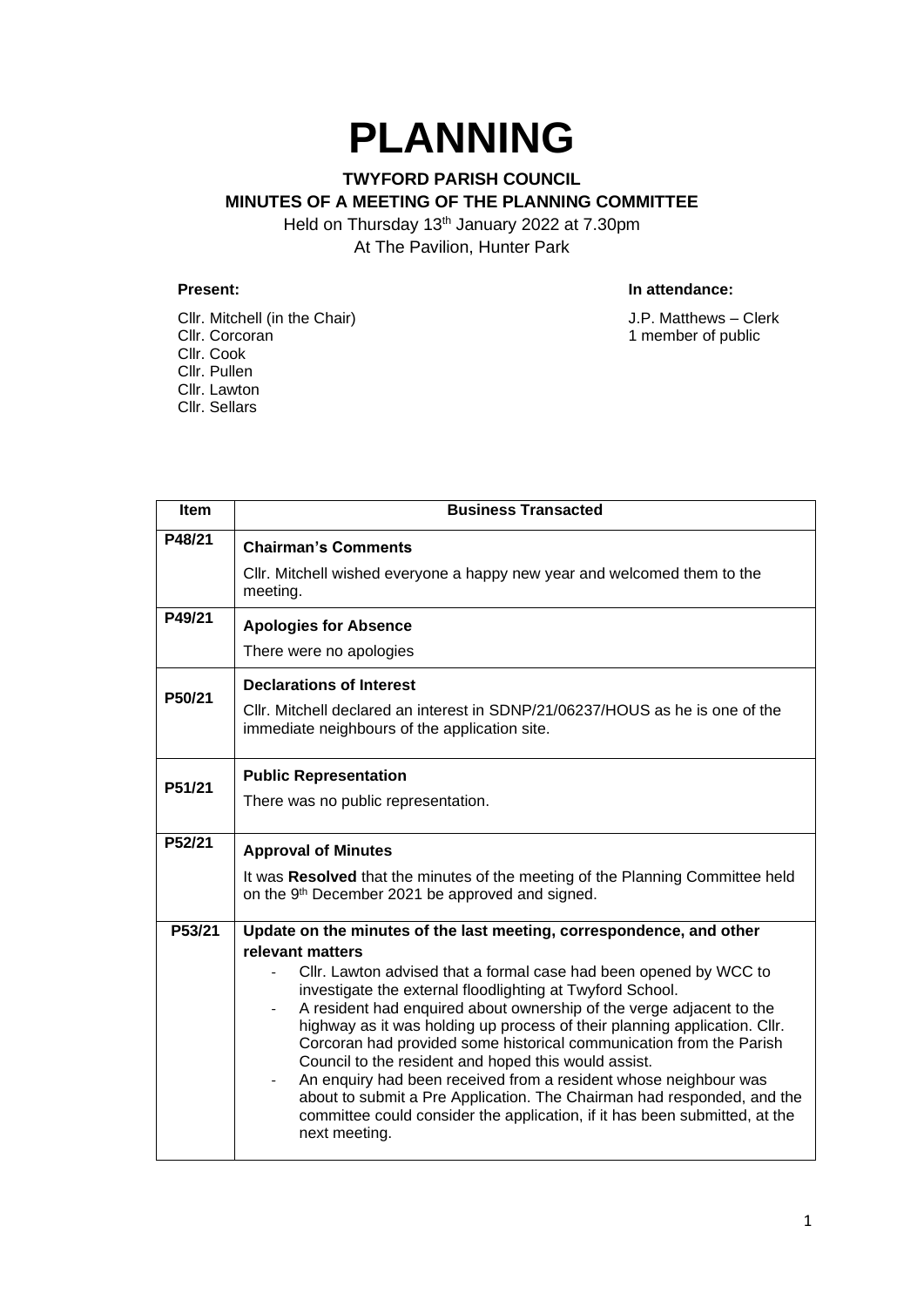# PLANNING

**TWYFORD PARISH COUNCIL**
**MINUTES OF A MEETING OF THE PLANNING COMMITTEE**

Held on Thursday 13th January 2022 at 7.30pm
At The Pavilion, Hunter Park

**Present:**

Cllr. Mitchell (in the Chair)
Cllr. Corcoran
Cllr. Cook
Cllr. Pullen
Cllr. Lawton
Cllr. Sellars

**In attendance:**

J.P. Matthews – Clerk
1 member of public

| Item | Business Transacted |
|---|---|
| P48/21 | **Chairman's Comments**<br>Cllr. Mitchell wished everyone a happy new year and welcomed them to the meeting. |
| P49/21 | **Apologies for Absence**<br>There were no apologies |
| P50/21 | **Declarations of Interest**<br>Cllr. Mitchell declared an interest in SDNP/21/06237/HOUS as he is one of the immediate neighbours of the application site. |
| P51/21 | **Public Representation**<br>There was no public representation. |
| P52/21 | **Approval of Minutes**<br>It was **Resolved** that the minutes of the meeting of the Planning Committee held on the 9th December 2021 be approved and signed. |
| P53/21 | **Update on the minutes of the last meeting, correspondence, and other relevant matters**<br>- Cllr. Lawton advised that a formal case had been opened by WCC to investigate the external floodlighting at Twyford School.<br>- A resident had enquired about ownership of the verge adjacent to the highway as it was holding up process of their planning application. Cllr. Corcoran had provided some historical communication from the Parish Council to the resident and hoped this would assist.<br>- An enquiry had been received from a resident whose neighbour was about to submit a Pre Application. The Chairman had responded, and the committee could consider the application, if it has been submitted, at the next meeting. |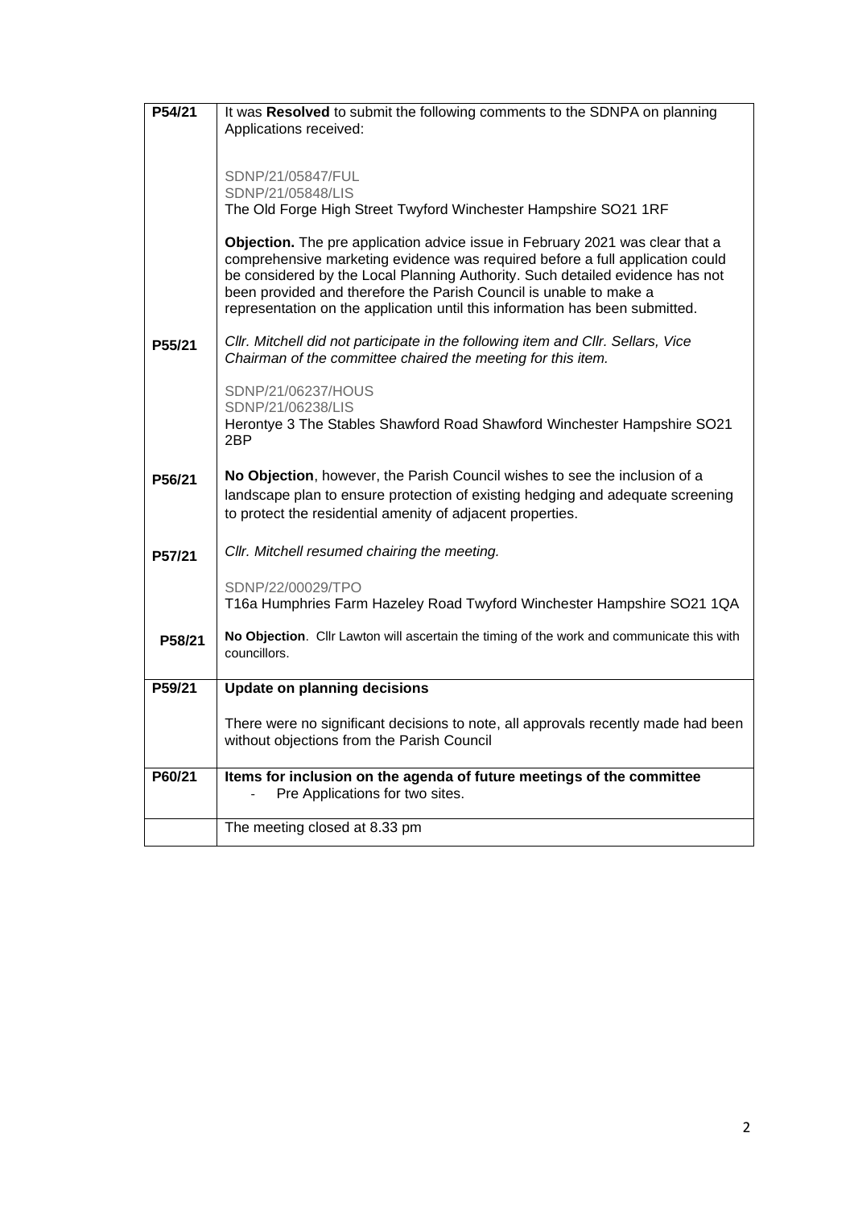| | |
|---|---|
| **P54/21** | It was **Resolved** to submit the following comments to the SDNPA on planning Applications received:<br><br>SDNP/21/05847/FUL<br>SDNP/21/05848/LIS<br>The Old Forge High Street Twyford Winchester Hampshire SO21 1RF<br><br>**Objection.** The pre application advice issue in February 2021 was clear that a comprehensive marketing evidence was required before a full application could be considered by the Local Planning Authority. Such detailed evidence has not been provided and therefore the Parish Council is unable to make a representation on the application until this information has been submitted. |
| **P55/21** | *Cllr. Mitchell did not participate in the following item and Cllr. Sellars, Vice Chairman of the committee chaired the meeting for this item.*<br><br>SDNP/21/06237/HOUS<br>SDNP/21/06238/LIS<br>Herontye 3 The Stables Shawford Road Shawford Winchester Hampshire SO21 2BP |
| **P56/21** | **No Objection**, however, the Parish Council wishes to see the inclusion of a landscape plan to ensure protection of existing hedging and adequate screening to protect the residential amenity of adjacent properties. |
| **P57/21** | *Cllr. Mitchell resumed chairing the meeting.*<br><br>SDNP/22/00029/TPO<br>T16a Humphries Farm Hazeley Road Twyford Winchester Hampshire SO21 1QA |
| **P58/21** | **No Objection**. Cllr Lawton will ascertain the timing of the work and communicate this with councillors. |
| **P59/21** | **Update on planning decisions**<br><br>There were no significant decisions to note, all approvals recently made had been without objections from the Parish Council |
| **P60/21** | **Items for inclusion on the agenda of future meetings of the committee**<br>- Pre Applications for two sites. |
| | The meeting closed at 8.33 pm |